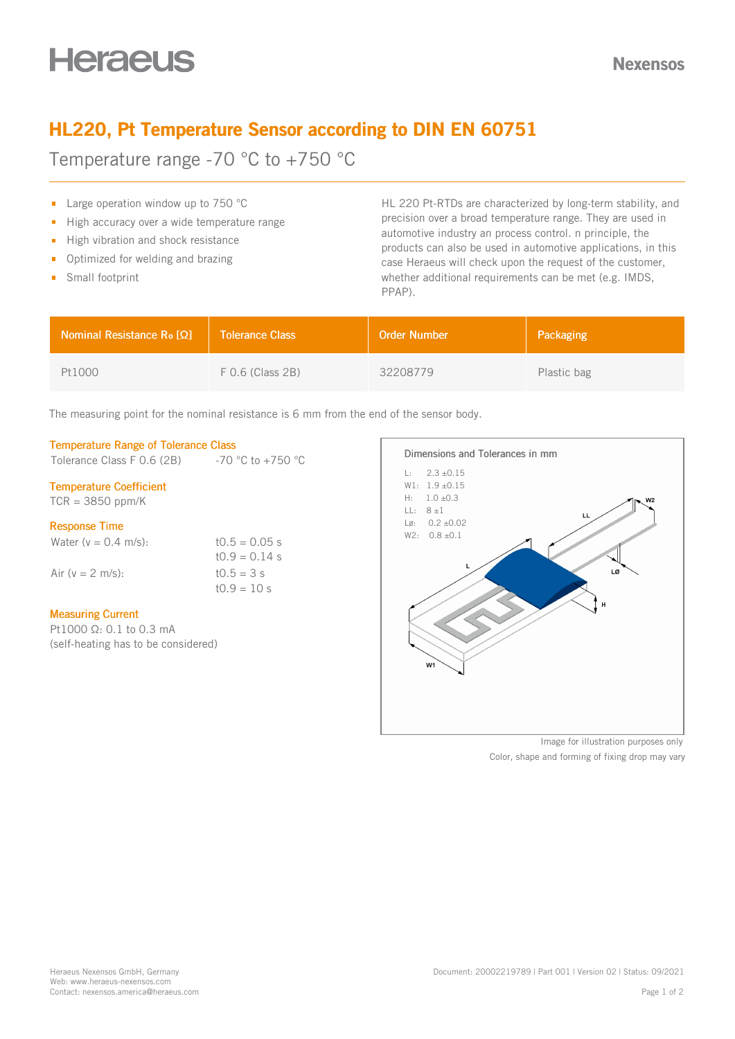# HL220, Pt Temperature Sensor according to DIN EN 60751

Temperature range -70 °C to +750 °C

- Large operation window up to 750 °C
- High accuracy over a wide temperature range
- High vibration and shock resistance
- Optimized for welding and brazing
- Small footprint

HL 220 Pt-RTDs are characterized by long-term stability, and precision over a broad temperature range. They are used in automotive industry an process control. n principle, the products can also be used in automotive applications, in this case Heraeus will check upon the request of the customer, whether additional requirements can be met (e.g. IMDS, PPAP).

| Nominal Resistance $R_0$ [Ω] | Tolerance Class | Order Number | Packaging |
|---|---|---|---|
| Pt1000 | F 0.6 (Class 2B) | 32208779 | Plastic bag |

The measuring point for the nominal resistance is 6 mm from the end of the sensor body.

### Temperature Range of Tolerance Class

Tolerance Class F 0.6 (2B) -70 °C to +750 °C

### Temperature Coefficient

TCR = 3850 ppm/K

### Response Time

Water (v = 0.4 m/s): $t_{0.5}$ = 0.05 s, $t_{0.9}$ = 0.14 s

Air (v = 2 m/s): $t_{0.5}$ = 3 s, $t_{0.9}$ = 10 s

### Measuring Current

Pt1000 Ω: 0.1 to 0.3 mA
(self-heating has to be considered)

### Dimensions and Tolerances in mm

L: 2.3 ±0.15
W1: 1.9 ±0.15
H: 1.0 ±0.3
LL: 8 ±1
Lø: 0.2 ±0.02
W2: 0.8 ±0.1

Image for illustration purposes only
Color, shape and forming of fixing drop may vary

Heraeus Nexensos GmbH, Germany
Web: www.heraeus-nexensos.com
Contact: nexensos.america@heraeus.com

Document: 20002219789 | Part 001 | Version 02 | Status: 09/2021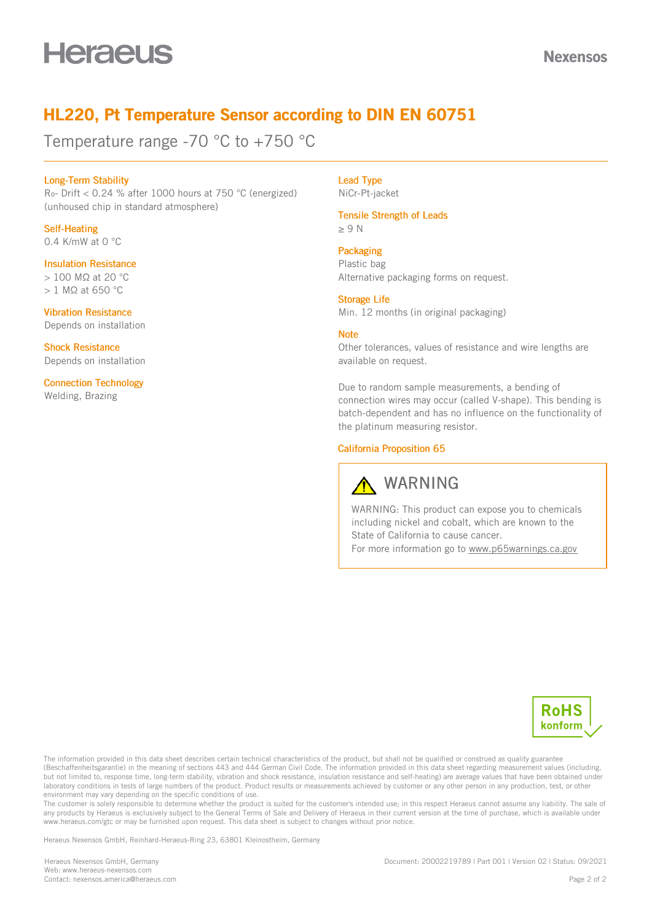# HL220, Pt Temperature Sensor according to DIN EN 60751

Temperature range -70 °C to +750 °C

### Long-Term Stability

$R_0$- Drift < 0.24 % after 1000 hours at 750 °C (energized) (unhoused chip in standard atmosphere)

### Self-Heating

0.4 K/mW at 0 °C

### Insulation Resistance

> 100 MΩ at 20 °C
> 1 MΩ at 650 °C

### Vibration Resistance

Depends on installation

### Shock Resistance

Depends on installation

### Connection Technology

Welding, Brazing

### Lead Type

NiCr-Pt-jacket

### Tensile Strength of Leads

≥ 9 N

### Packaging

Plastic bag
Alternative packaging forms on request.

### Storage Life

Min. 12 months (in original packaging)

### Note

Other tolerances, values of resistance and wire lengths are available on request.

Due to random sample measurements, a bending of connection wires may occur (called V-shape). This bending is batch-dependent and has no influence on the functionality of the platinum measuring resistor.

### California Proposition 65

**WARNING**

WARNING: This product can expose you to chemicals including nickel and cobalt, which are known to the State of California to cause cancer.
For more information go to www.p65warnings.ca.gov

RoHS konform

The information provided in this data sheet describes certain technical characteristics of the product, but shall not be qualified or construed as quality guarantee (Beschaffenheitsgarantie) in the meaning of sections 443 and 444 German Civil Code. The information provided in this data sheet regarding measurement values (including, but not limited to, response time, long-term stability, vibration and shock resistance, insulation resistance and self-heating) are average values that have been obtained under laboratory conditions in tests of large numbers of the product. Product results or measurements achieved by customer or any other person in any production, test, or other environment may vary depending on the specific conditions of use.
The customer is solely responsible to determine whether the product is suited for the customer's intended use; in this respect Heraeus cannot assume any liability. The sale of any products by Heraeus is exclusively subject to the General Terms of Sale and Delivery of Heraeus in their current version at the time of purchase, which is available under www.heraeus.com/gtc or may be furnished upon request. This data sheet is subject to changes without prior notice.

Heraeus Nexensos GmbH, Reinhard-Heraeus-Ring 23, 63801 Kleinostheim, Germany

Heraeus Nexensos GmbH, Germany
Web: www.heraeus-nexensos.com
Contact: nexensos.america@heraeus.com

Document: 20002219789 | Part 001 | Version 02 | Status: 09/2021